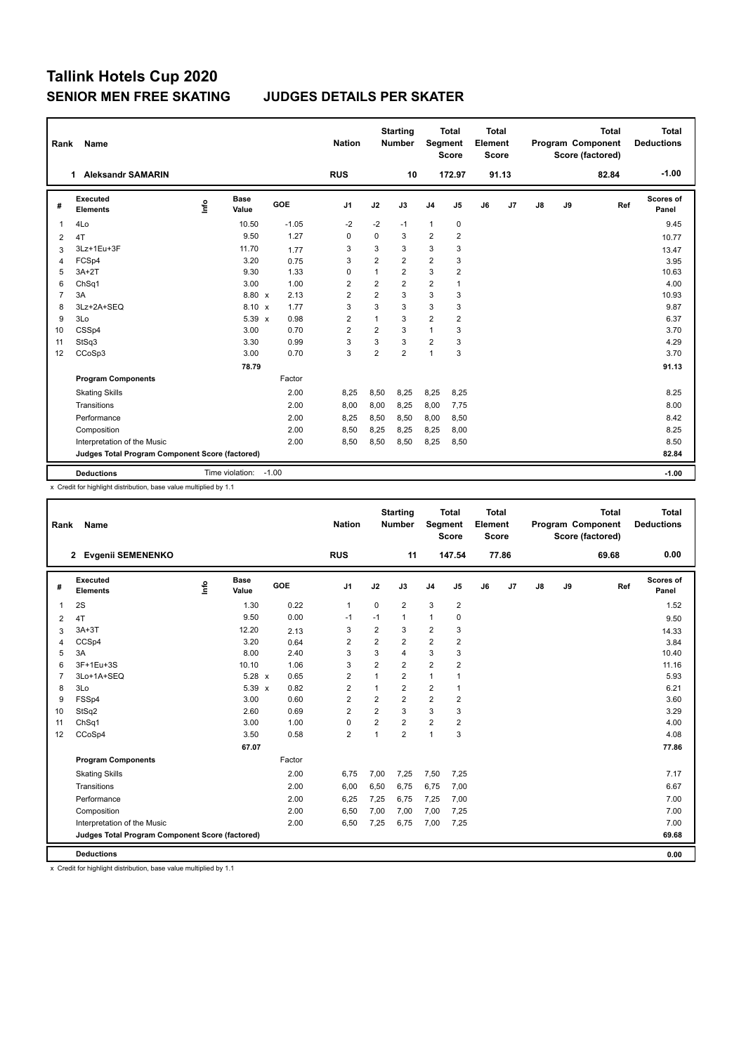# Tallink Hotels Cup 2020

## SENIOR MEN FREE SKATING JUDGES DETAILS PER SKATER

| Rank | Name | Nation | Starting Number | Total Segment Score | Total Element Score | Total Program Component Score (factored) | Total Deductions |
|---|---|---|---|---|---|---|---|
| 1 | Aleksandr SAMARIN | RUS | 10 | 172.97 | 91.13 | 82.84 | -1.00 |

| # | Executed Elements | Info | Base Value | | GOE | J1 | J2 | J3 | J4 | J5 | J6 | J7 | J8 | J9 | Ref | Scores of Panel |
|---|---|---|---|---|---|---|---|---|---|---|---|---|---|---|---|---|
| 1 | 4Lo | | 10.50 | | -1.05 | -2 | -2 | -1 | 1 | 0 | | | | | | 9.45 |
| 2 | 4T | | 9.50 | | 1.27 | 0 | 0 | 3 | 2 | 2 | | | | | | 10.77 |
| 3 | 3Lz+1Eu+3F | | 11.70 | | 1.77 | 3 | 3 | 3 | 3 | 3 | | | | | | 13.47 |
| 4 | FCSp4 | | 3.20 | | 0.75 | 3 | 2 | 2 | 2 | 3 | | | | | | 3.95 |
| 5 | 3A+2T | | 9.30 | | 1.33 | 0 | 1 | 2 | 3 | 2 | | | | | | 10.63 |
| 6 | ChSq1 | | 3.00 | | 1.00 | 2 | 2 | 2 | 2 | 1 | | | | | | 4.00 |
| 7 | 3A | | 8.80 | x | 2.13 | 2 | 2 | 3 | 3 | 3 | | | | | | 10.93 |
| 8 | 3Lz+2A+SEQ | | 8.10 | x | 1.77 | 3 | 3 | 3 | 3 | 3 | | | | | | 9.87 |
| 9 | 3Lo | | 5.39 | x | 0.98 | 2 | 1 | 3 | 2 | 2 | | | | | | 6.37 |
| 10 | CSSp4 | | 3.00 | | 0.70 | 2 | 2 | 3 | 1 | 3 | | | | | | 3.70 |
| 11 | StSq3 | | 3.30 | | 0.99 | 3 | 3 | 3 | 2 | 3 | | | | | | 4.29 |
| 12 | CCoSp3 | | 3.00 | | 0.70 | 3 | 2 | 2 | 1 | 3 | | | | | | 3.70 |
| | | | 78.79 | | | | | | | | | | | | | 91.13 |
| | **Program Components** | | | | Factor | | | | | | | | | | | |
| | Skating Skills | | | | 2.00 | 8,25 | 8,50 | 8,25 | 8,25 | 8,25 | | | | | | 8.25 |
| | Transitions | | | | 2.00 | 8,00 | 8,00 | 8,25 | 8,00 | 7,75 | | | | | | 8.00 |
| | Performance | | | | 2.00 | 8,25 | 8,50 | 8,50 | 8,00 | 8,50 | | | | | | 8.42 |
| | Composition | | | | 2.00 | 8,50 | 8,25 | 8,25 | 8,25 | 8,00 | | | | | | 8.25 |
| | Interpretation of the Music | | | | 2.00 | 8,50 | 8,50 | 8,50 | 8,25 | 8,50 | | | | | | 8.50 |
| | **Judges Total Program Component Score (factored)** | | | | | | | | | | | | | | | 82.84 |
| | **Deductions** | | Time violation: | | -1.00 | | | | | | | | | | | -1.00 |

x Credit for highlight distribution, base value multiplied by 1.1

| Rank | Name | Nation | Starting Number | Total Segment Score | Total Element Score | Total Program Component Score (factored) | Total Deductions |
|---|---|---|---|---|---|---|---|
| 2 | Evgenii SEMENENKO | RUS | 11 | 147.54 | 77.86 | 69.68 | 0.00 |

| # | Executed Elements | Info | Base Value | | GOE | J1 | J2 | J3 | J4 | J5 | J6 | J7 | J8 | J9 | Ref | Scores of Panel |
|---|---|---|---|---|---|---|---|---|---|---|---|---|---|---|---|---|
| 1 | 2S | | 1.30 | | 0.22 | 1 | 0 | 2 | 3 | 2 | | | | | | 1.52 |
| 2 | 4T | | 9.50 | | 0.00 | -1 | -1 | 1 | 1 | 0 | | | | | | 9.50 |
| 3 | 3A+3T | | 12.20 | | 2.13 | 3 | 2 | 3 | 2 | 3 | | | | | | 14.33 |
| 4 | CCSp4 | | 3.20 | | 0.64 | 2 | 2 | 2 | 2 | 2 | | | | | | 3.84 |
| 5 | 3A | | 8.00 | | 2.40 | 3 | 3 | 4 | 3 | 3 | | | | | | 10.40 |
| 6 | 3F+1Eu+3S | | 10.10 | | 1.06 | 3 | 2 | 2 | 2 | 2 | | | | | | 11.16 |
| 7 | 3Lo+1A+SEQ | | 5.28 | x | 0.65 | 2 | 1 | 2 | 1 | 1 | | | | | | 5.93 |
| 8 | 3Lo | | 5.39 | x | 0.82 | 2 | 1 | 2 | 2 | 1 | | | | | | 6.21 |
| 9 | FSSp4 | | 3.00 | | 0.60 | 2 | 2 | 2 | 2 | 2 | | | | | | 3.60 |
| 10 | StSq2 | | 2.60 | | 0.69 | 2 | 2 | 3 | 3 | 3 | | | | | | 3.29 |
| 11 | ChSq1 | | 3.00 | | 1.00 | 0 | 2 | 2 | 2 | 2 | | | | | | 4.00 |
| 12 | CCoSp4 | | 3.50 | | 0.58 | 2 | 1 | 2 | 1 | 3 | | | | | | 4.08 |
| | | | 67.07 | | | | | | | | | | | | | 77.86 |
| | **Program Components** | | | | Factor | | | | | | | | | | | |
| | Skating Skills | | | | 2.00 | 6,75 | 7,00 | 7,25 | 7,50 | 7,25 | | | | | | 7.17 |
| | Transitions | | | | 2.00 | 6,00 | 6,50 | 6,75 | 6,75 | 7,00 | | | | | | 6.67 |
| | Performance | | | | 2.00 | 6,25 | 7,25 | 6,75 | 7,25 | 7,00 | | | | | | 7.00 |
| | Composition | | | | 2.00 | 6,50 | 7,00 | 7,00 | 7,00 | 7,25 | | | | | | 7.00 |
| | Interpretation of the Music | | | | 2.00 | 6,50 | 7,25 | 6,75 | 7,00 | 7,25 | | | | | | 7.00 |
| | **Judges Total Program Component Score (factored)** | | | | | | | | | | | | | | | 69.68 |
| | **Deductions** | | | | | | | | | | | | | | | 0.00 |

x Credit for highlight distribution, base value multiplied by 1.1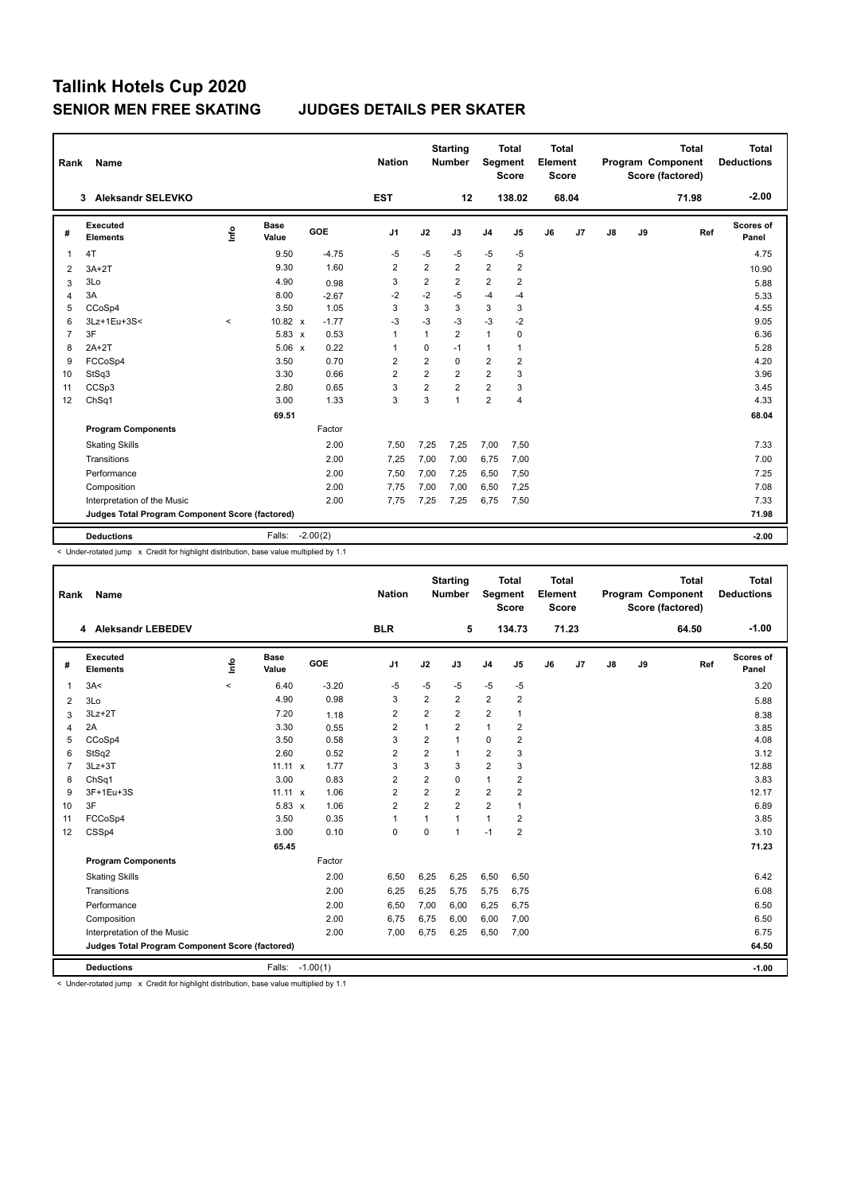# Tallink Hotels Cup 2020

## SENIOR MEN FREE SKATING JUDGES DETAILS PER SKATER

| Rank | Name | Nation | Starting Number | Total Segment Score | Total Element Score | Total Program Component Score (factored) | Total Deductions |
|---|---|---|---|---|---|---|---|
| 3 | Aleksandr SELEVKO | EST | 12 | 138.02 | 68.04 | 71.98 | -2.00 |

| # | Executed Elements | Info | Base Value | | GOE | J1 | J2 | J3 | J4 | J5 | J6 | J7 | J8 | J9 | Ref | Scores of Panel |
|---|---|---|---|---|---|---|---|---|---|---|---|---|---|---|---|---|
| 1 | 4T | | 9.50 | | -4.75 | -5 | -5 | -5 | -5 | -5 | | | | | | 4.75 |
| 2 | 3A+2T | | 9.30 | | 1.60 | 2 | 2 | 2 | 2 | 2 | | | | | | 10.90 |
| 3 | 3Lo | | 4.90 | | 0.98 | 3 | 2 | 2 | 2 | 2 | | | | | | 5.88 |
| 4 | 3A | | 8.00 | | -2.67 | -2 | -2 | -5 | -4 | -4 | | | | | | 5.33 |
| 5 | CCoSp4 | | 3.50 | | 1.05 | 3 | 3 | 3 | 3 | 3 | | | | | | 4.55 |
| 6 | 3Lz+1Eu+3S< | < | 10.82 | x | -1.77 | -3 | -3 | -3 | -3 | -2 | | | | | | 9.05 |
| 7 | 3F | | 5.83 | x | 0.53 | 1 | 1 | 2 | 1 | 0 | | | | | | 6.36 |
| 8 | 2A+2T | | 5.06 | x | 0.22 | 1 | 0 | -1 | 1 | 1 | | | | | | 5.28 |
| 9 | FCCoSp4 | | 3.50 | | 0.70 | 2 | 2 | 0 | 2 | 2 | | | | | | 4.20 |
| 10 | StSq3 | | 3.30 | | 0.66 | 2 | 2 | 2 | 2 | 3 | | | | | | 3.96 |
| 11 | CCSp3 | | 2.80 | | 0.65 | 3 | 2 | 2 | 2 | 3 | | | | | | 3.45 |
| 12 | ChSq1 | | 3.00 | | 1.33 | 3 | 3 | 1 | 2 | 4 | | | | | | 4.33 |
| | | | 69.51 | | | | | | | | | | | | | 68.04 |
| | **Program Components** | | | | Factor | | | | | | | | | | | |
| | Skating Skills | | | | 2.00 | 7,50 | 7,25 | 7,25 | 7,00 | 7,50 | | | | | | 7.33 |
| | Transitions | | | | 2.00 | 7,25 | 7,00 | 7,00 | 6,75 | 7,00 | | | | | | 7.00 |
| | Performance | | | | 2.00 | 7,50 | 7,00 | 7,25 | 6,50 | 7,50 | | | | | | 7.25 |
| | Composition | | | | 2.00 | 7,75 | 7,00 | 7,00 | 6,50 | 7,25 | | | | | | 7.08 |
| | Interpretation of the Music | | | | 2.00 | 7,75 | 7,25 | 7,25 | 6,75 | 7,50 | | | | | | 7.33 |
| | **Judges Total Program Component Score (factored)** | | | | | | | | | | | | | | | 71.98 |
| | **Deductions** | | Falls: | | -2.00(2) | | | | | | | | | | | -2.00 |

< Under-rotated jump x Credit for highlight distribution, base value multiplied by 1.1

| Rank | Name | Nation | Starting Number | Total Segment Score | Total Element Score | Total Program Component Score (factored) | Total Deductions |
|---|---|---|---|---|---|---|---|
| 4 | Aleksandr LEBEDEV | BLR | 5 | 134.73 | 71.23 | 64.50 | -1.00 |

| # | Executed Elements | Info | Base Value | | GOE | J1 | J2 | J3 | J4 | J5 | J6 | J7 | J8 | J9 | Ref | Scores of Panel |
|---|---|---|---|---|---|---|---|---|---|---|---|---|---|---|---|---|
| 1 | 3A< | < | 6.40 | | -3.20 | -5 | -5 | -5 | -5 | -5 | | | | | | 3.20 |
| 2 | 3Lo | | 4.90 | | 0.98 | 3 | 2 | 2 | 2 | 2 | | | | | | 5.88 |
| 3 | 3Lz+2T | | 7.20 | | 1.18 | 2 | 2 | 2 | 2 | 1 | | | | | | 8.38 |
| 4 | 2A | | 3.30 | | 0.55 | 2 | 1 | 2 | 1 | 2 | | | | | | 3.85 |
| 5 | CCoSp4 | | 3.50 | | 0.58 | 3 | 2 | 1 | 0 | 2 | | | | | | 4.08 |
| 6 | StSq2 | | 2.60 | | 0.52 | 2 | 2 | 1 | 2 | 3 | | | | | | 3.12 |
| 7 | 3Lz+3T | | 11.11 | x | 1.77 | 3 | 3 | 3 | 2 | 3 | | | | | | 12.88 |
| 8 | ChSq1 | | 3.00 | | 0.83 | 2 | 2 | 0 | 1 | 2 | | | | | | 3.83 |
| 9 | 3F+1Eu+3S | | 11.11 | x | 1.06 | 2 | 2 | 2 | 2 | 2 | | | | | | 12.17 |
| 10 | 3F | | 5.83 | x | 1.06 | 2 | 2 | 2 | 2 | 1 | | | | | | 6.89 |
| 11 | FCCoSp4 | | 3.50 | | 0.35 | 1 | 1 | 1 | 1 | 2 | | | | | | 3.85 |
| 12 | CSSp4 | | 3.00 | | 0.10 | 0 | 0 | 1 | -1 | 2 | | | | | | 3.10 |
| | | | 65.45 | | | | | | | | | | | | | 71.23 |
| | **Program Components** | | | | Factor | | | | | | | | | | | |
| | Skating Skills | | | | 2.00 | 6,50 | 6,25 | 6,25 | 6,50 | 6,50 | | | | | | 6.42 |
| | Transitions | | | | 2.00 | 6,25 | 6,25 | 5,75 | 5,75 | 6,75 | | | | | | 6.08 |
| | Performance | | | | 2.00 | 6,50 | 7,00 | 6,00 | 6,25 | 6,75 | | | | | | 6.50 |
| | Composition | | | | 2.00 | 6,75 | 6,75 | 6,00 | 6,00 | 7,00 | | | | | | 6.50 |
| | Interpretation of the Music | | | | 2.00 | 7,00 | 6,75 | 6,25 | 6,50 | 7,00 | | | | | | 6.75 |
| | **Judges Total Program Component Score (factored)** | | | | | | | | | | | | | | | 64.50 |
| | **Deductions** | | Falls: | | -1.00(1) | | | | | | | | | | | -1.00 |

< Under-rotated jump x Credit for highlight distribution, base value multiplied by 1.1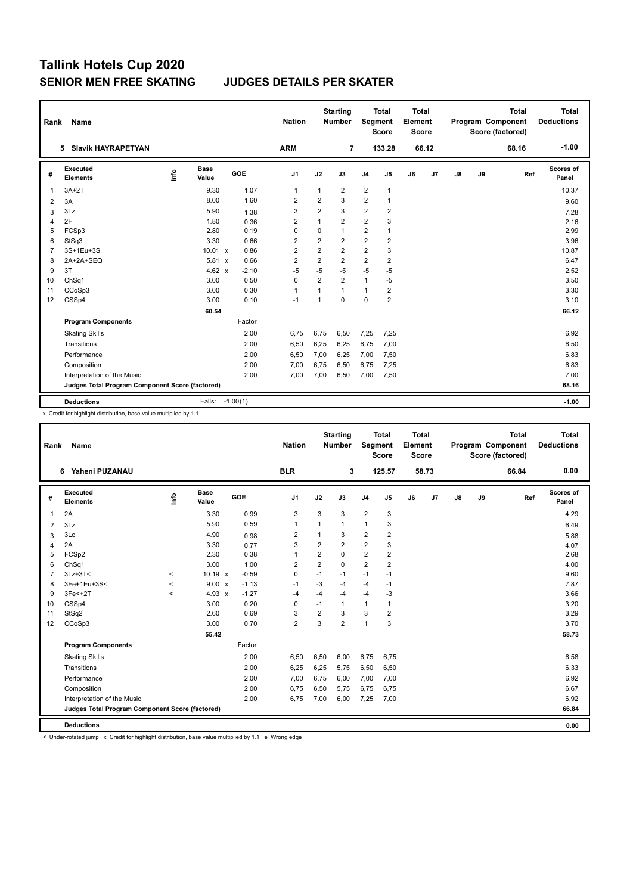# Tallink Hotels Cup 2020

## SENIOR MEN FREE SKATING　　JUDGES DETAILS PER SKATER

| Rank | Name | Nation | Starting Number | Total Segment Score | Total Element Score | Total Program Component Score (factored) | Total Deductions |
|---|---|---|---|---|---|---|---|
| 5 | Slavik HAYRAPETYAN | ARM | 7 | 133.28 | 66.12 | 68.16 | -1.00 |

| # | Executed Elements | Info | Base Value | | GOE | J1 | J2 | J3 | J4 | J5 | J6 | J7 | J8 | J9 | Ref | Scores of Panel |
|---|---|---|---|---|---|---|---|---|---|---|---|---|---|---|---|---|
| 1 | 3A+2T | | 9.30 | | 1.07 | 1 | 1 | 2 | 2 | 1 | | | | | | 10.37 |
| 2 | 3A | | 8.00 | | 1.60 | 2 | 2 | 3 | 2 | 1 | | | | | | 9.60 |
| 3 | 3Lz | | 5.90 | | 1.38 | 3 | 2 | 3 | 2 | 2 | | | | | | 7.28 |
| 4 | 2F | | 1.80 | | 0.36 | 2 | 1 | 2 | 2 | 3 | | | | | | 2.16 |
| 5 | FCSp3 | | 2.80 | | 0.19 | 0 | 0 | 1 | 2 | 1 | | | | | | 2.99 |
| 6 | StSq3 | | 3.30 | | 0.66 | 2 | 2 | 2 | 2 | 2 | | | | | | 3.96 |
| 7 | 3S+1Eu+3S | | 10.01 | x | 0.86 | 2 | 2 | 2 | 2 | 3 | | | | | | 10.87 |
| 8 | 2A+2A+SEQ | | 5.81 | x | 0.66 | 2 | 2 | 2 | 2 | 2 | | | | | | 6.47 |
| 9 | 3T | | 4.62 | x | -2.10 | -5 | -5 | -5 | -5 | -5 | | | | | | 2.52 |
| 10 | ChSq1 | | 3.00 | | 0.50 | 0 | 2 | 2 | 1 | -5 | | | | | | 3.50 |
| 11 | CCoSp3 | | 3.00 | | 0.30 | 1 | 1 | 1 | 1 | 2 | | | | | | 3.30 |
| 12 | CSSp4 | | 3.00 | | 0.10 | -1 | 1 | 0 | 0 | 2 | | | | | | 3.10 |
| | | | 60.54 | | | | | | | | | | | | | 66.12 |
| | **Program Components** | | | | Factor | | | | | | | | | | | |
| | Skating Skills | | | | 2.00 | 6,75 | 6,75 | 6,50 | 7,25 | 7,25 | | | | | | 6.92 |
| | Transitions | | | | 2.00 | 6,50 | 6,25 | 6,25 | 6,75 | 7,00 | | | | | | 6.50 |
| | Performance | | | | 2.00 | 6,50 | 7,00 | 6,25 | 7,00 | 7,50 | | | | | | 6.83 |
| | Composition | | | | 2.00 | 7,00 | 6,75 | 6,50 | 6,75 | 7,25 | | | | | | 6.83 |
| | Interpretation of the Music | | | | 2.00 | 7,00 | 7,00 | 6,50 | 7,00 | 7,50 | | | | | | 7.00 |
| | **Judges Total Program Component Score (factored)** | | | | | | | | | | | | | | | 68.16 |
| | **Deductions** | | Falls: | | -1.00(1) | | | | | | | | | | | -1.00 |

x Credit for highlight distribution, base value multiplied by 1.1

| Rank | Name | Nation | Starting Number | Total Segment Score | Total Element Score | Total Program Component Score (factored) | Total Deductions |
|---|---|---|---|---|---|---|---|
| 6 | Yaheni PUZANAU | BLR | 3 | 125.57 | 58.73 | 66.84 | 0.00 |

| # | Executed Elements | Info | Base Value | | GOE | J1 | J2 | J3 | J4 | J5 | J6 | J7 | J8 | J9 | Ref | Scores of Panel |
|---|---|---|---|---|---|---|---|---|---|---|---|---|---|---|---|---|
| 1 | 2A | | 3.30 | | 0.99 | 3 | 3 | 3 | 2 | 3 | | | | | | 4.29 |
| 2 | 3Lz | | 5.90 | | 0.59 | 1 | 1 | 1 | 1 | 3 | | | | | | 6.49 |
| 3 | 3Lo | | 4.90 | | 0.98 | 2 | 1 | 3 | 2 | 2 | | | | | | 5.88 |
| 4 | 2A | | 3.30 | | 0.77 | 3 | 2 | 2 | 2 | 3 | | | | | | 4.07 |
| 5 | FCSp2 | | 2.30 | | 0.38 | 1 | 2 | 0 | 2 | 2 | | | | | | 2.68 |
| 6 | ChSq1 | | 3.00 | | 1.00 | 2 | 2 | 0 | 2 | 2 | | | | | | 4.00 |
| 7 | 3Lz+3T< | < | 10.19 | x | -0.59 | 0 | -1 | -1 | -1 | -1 | | | | | | 9.60 |
| 8 | 3Fe+1Eu+3S< | < | 9.00 | x | -1.13 | -1 | -3 | -4 | -4 | -1 | | | | | | 7.87 |
| 9 | 3Fe<+2T | < | 4.93 | x | -1.27 | -4 | -4 | -4 | -4 | -3 | | | | | | 3.66 |
| 10 | CSSp4 | | 3.00 | | 0.20 | 0 | -1 | 1 | 1 | 1 | | | | | | 3.20 |
| 11 | StSq2 | | 2.60 | | 0.69 | 3 | 2 | 3 | 3 | 2 | | | | | | 3.29 |
| 12 | CCoSp3 | | 3.00 | | 0.70 | 2 | 3 | 2 | 1 | 3 | | | | | | 3.70 |
| | | | 55.42 | | | | | | | | | | | | | 58.73 |
| | **Program Components** | | | | Factor | | | | | | | | | | | |
| | Skating Skills | | | | 2.00 | 6,50 | 6,50 | 6,00 | 6,75 | 6,75 | | | | | | 6.58 |
| | Transitions | | | | 2.00 | 6,25 | 6,25 | 5,75 | 6,50 | 6,50 | | | | | | 6.33 |
| | Performance | | | | 2.00 | 7,00 | 6,75 | 6,00 | 7,00 | 7,00 | | | | | | 6.92 |
| | Composition | | | | 2.00 | 6,75 | 6,50 | 5,75 | 6,75 | 6,75 | | | | | | 6.67 |
| | Interpretation of the Music | | | | 2.00 | 6,75 | 7,00 | 6,00 | 7,25 | 7,00 | | | | | | 6.92 |
| | **Judges Total Program Component Score (factored)** | | | | | | | | | | | | | | | 66.84 |
| | **Deductions** | | | | | | | | | | | | | | | 0.00 |

< Under-rotated jump　x Credit for highlight distribution, base value multiplied by 1.1　e Wrong edge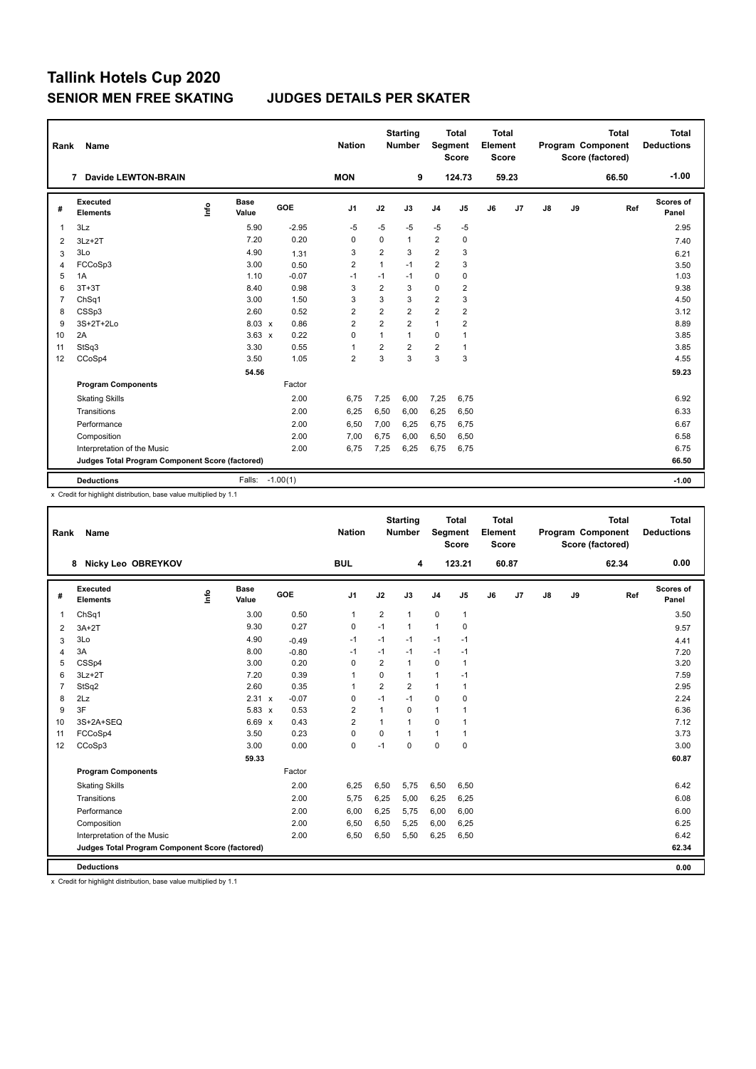# Tallink Hotels Cup 2020

## SENIOR MEN FREE SKATING JUDGES DETAILS PER SKATER

| Rank | Name | Nation | Starting Number | Total Segment Score | Total Element Score | Total Program Component Score (factored) | Total Deductions |
|---|---|---|---|---|---|---|---|
| 7 | Davide LEWTON-BRAIN | MON | 9 | 124.73 | 59.23 | 66.50 | -1.00 |

| # | Executed Elements | Info | Base Value | | GOE | J1 | J2 | J3 | J4 | J5 | J6 | J7 | J8 | J9 | Ref | Scores of Panel |
|---|---|---|---|---|---|---|---|---|---|---|---|---|---|---|---|---|
| 1 | 3Lz | | 5.90 | | -2.95 | -5 | -5 | -5 | -5 | -5 | | | | | | 2.95 |
| 2 | 3Lz+2T | | 7.20 | | 0.20 | 0 | 0 | 1 | 2 | 0 | | | | | | 7.40 |
| 3 | 3Lo | | 4.90 | | 1.31 | 3 | 2 | 3 | 2 | 3 | | | | | | 6.21 |
| 4 | FCCoSp3 | | 3.00 | | 0.50 | 2 | 1 | -1 | 2 | 3 | | | | | | 3.50 |
| 5 | 1A | | 1.10 | | -0.07 | -1 | -1 | -1 | 0 | 0 | | | | | | 1.03 |
| 6 | 3T+3T | | 8.40 | | 0.98 | 3 | 2 | 3 | 0 | 2 | | | | | | 9.38 |
| 7 | ChSq1 | | 3.00 | | 1.50 | 3 | 3 | 3 | 2 | 3 | | | | | | 4.50 |
| 8 | CSSp3 | | 2.60 | | 0.52 | 2 | 2 | 2 | 2 | 2 | | | | | | 3.12 |
| 9 | 3S+2T+2Lo | | 8.03 | x | 0.86 | 2 | 2 | 2 | 1 | 2 | | | | | | 8.89 |
| 10 | 2A | | 3.63 | x | 0.22 | 0 | 1 | 1 | 0 | 1 | | | | | | 3.85 |
| 11 | StSq3 | | 3.30 | | 0.55 | 1 | 2 | 2 | 2 | 1 | | | | | | 3.85 |
| 12 | CCoSp4 | | 3.50 | | 1.05 | 2 | 3 | 3 | 3 | 3 | | | | | | 4.55 |
| | | | 54.56 | | | | | | | | | | | | | 59.23 |

| Program Components | Factor | J1 | J2 | J3 | J4 | J5 | J6 | J7 | J8 | J9 | Scores of Panel |
|---|---|---|---|---|---|---|---|---|---|---|---|
| Skating Skills | 2.00 | 6,75 | 7,25 | 6,00 | 7,25 | 6,75 | | | | | 6.92 |
| Transitions | 2.00 | 6,25 | 6,50 | 6,00 | 6,25 | 6,50 | | | | | 6.33 |
| Performance | 2.00 | 6,50 | 7,00 | 6,25 | 6,75 | 6,75 | | | | | 6.67 |
| Composition | 2.00 | 7,00 | 6,75 | 6,00 | 6,50 | 6,50 | | | | | 6.58 |
| Interpretation of the Music | 2.00 | 6,75 | 7,25 | 6,25 | 6,75 | 6,75 | | | | | 6.75 |
| Judges Total Program Component Score (factored) | | | | | | | | | | | 66.50 |

| Deductions | Falls: | -1.00(1) | -1.00 |
|---|---|---|---|

x Credit for highlight distribution, base value multiplied by 1.1

| Rank | Name | Nation | Starting Number | Total Segment Score | Total Element Score | Total Program Component Score (factored) | Total Deductions |
|---|---|---|---|---|---|---|---|
| 8 | Nicky Leo OBREYKOV | BUL | 4 | 123.21 | 60.87 | 62.34 | 0.00 |

| # | Executed Elements | Info | Base Value | | GOE | J1 | J2 | J3 | J4 | J5 | J6 | J7 | J8 | J9 | Ref | Scores of Panel |
|---|---|---|---|---|---|---|---|---|---|---|---|---|---|---|---|---|
| 1 | ChSq1 | | 3.00 | | 0.50 | 1 | 2 | 1 | 0 | 1 | | | | | | 3.50 |
| 2 | 3A+2T | | 9.30 | | 0.27 | 0 | -1 | 1 | 1 | 0 | | | | | | 9.57 |
| 3 | 3Lo | | 4.90 | | -0.49 | -1 | -1 | -1 | -1 | -1 | | | | | | 4.41 |
| 4 | 3A | | 8.00 | | -0.80 | -1 | -1 | -1 | -1 | -1 | | | | | | 7.20 |
| 5 | CSSp4 | | 3.00 | | 0.20 | 0 | 2 | 1 | 0 | 1 | | | | | | 3.20 |
| 6 | 3Lz+2T | | 7.20 | | 0.39 | 1 | 0 | 1 | 1 | -1 | | | | | | 7.59 |
| 7 | StSq2 | | 2.60 | | 0.35 | 1 | 2 | 2 | 1 | 1 | | | | | | 2.95 |
| 8 | 2Lz | | 2.31 | x | -0.07 | 0 | -1 | -1 | 0 | 0 | | | | | | 2.24 |
| 9 | 3F | | 5.83 | x | 0.53 | 2 | 1 | 0 | 1 | 1 | | | | | | 6.36 |
| 10 | 3S+2A+SEQ | | 6.69 | x | 0.43 | 2 | 1 | 1 | 0 | 1 | | | | | | 7.12 |
| 11 | FCCoSp4 | | 3.50 | | 0.23 | 0 | 0 | 1 | 1 | 1 | | | | | | 3.73 |
| 12 | CCoSp3 | | 3.00 | | 0.00 | 0 | -1 | 0 | 0 | 0 | | | | | | 3.00 |
| | | | 59.33 | | | | | | | | | | | | | 60.87 |

| Program Components | Factor | J1 | J2 | J3 | J4 | J5 | J6 | J7 | J8 | J9 | Scores of Panel |
|---|---|---|---|---|---|---|---|---|---|---|---|
| Skating Skills | 2.00 | 6,25 | 6,50 | 5,75 | 6,50 | 6,50 | | | | | 6.42 |
| Transitions | 2.00 | 5,75 | 6,25 | 5,00 | 6,25 | 6,25 | | | | | 6.08 |
| Performance | 2.00 | 6,00 | 6,25 | 5,75 | 6,00 | 6,00 | | | | | 6.00 |
| Composition | 2.00 | 6,50 | 6,50 | 5,25 | 6,00 | 6,25 | | | | | 6.25 |
| Interpretation of the Music | 2.00 | 6,50 | 6,50 | 5,50 | 6,25 | 6,50 | | | | | 6.42 |
| Judges Total Program Component Score (factored) | | | | | | | | | | | 62.34 |

| Deductions | 0.00 |
|---|---|

x Credit for highlight distribution, base value multiplied by 1.1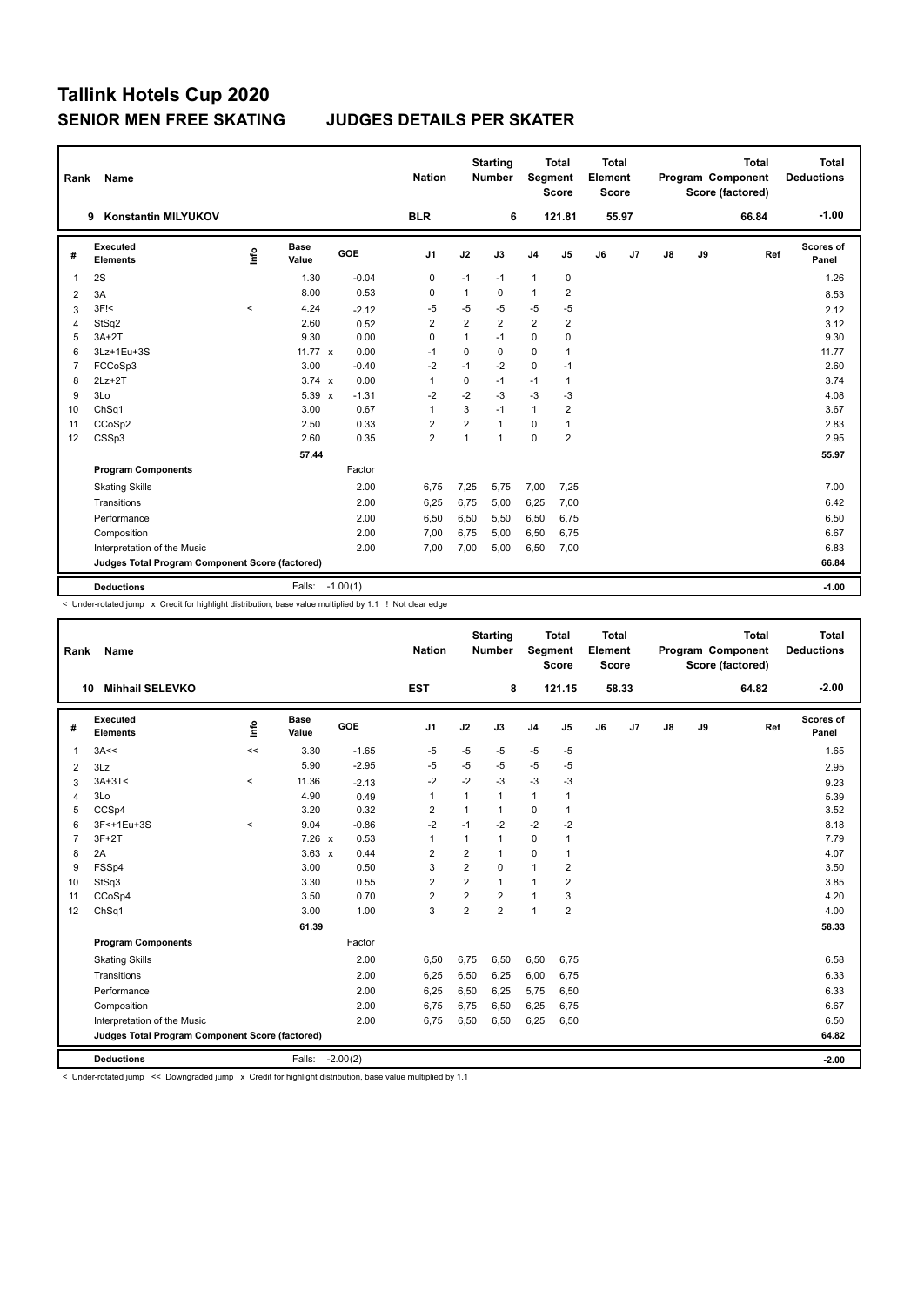# Tallink Hotels Cup 2020

## SENIOR MEN FREE SKATING JUDGES DETAILS PER SKATER

| Rank | Name | Nation | Starting Number | Total Segment Score | Total Element Score | Total Program Component Score (factored) | Total Deductions |
|---|---|---|---|---|---|---|---|
| 9 | Konstantin MILYUKOV | BLR | 6 | 121.81 | 55.97 | 66.84 | -1.00 |

| # | Executed Elements | Info | Base Value | | GOE | J1 | J2 | J3 | J4 | J5 | J6 | J7 | J8 | J9 | Ref | Scores of Panel |
|---|---|---|---|---|---|---|---|---|---|---|---|---|---|---|---|---|
| 1 | 2S | | 1.30 | | -0.04 | 0 | -1 | -1 | 1 | 0 | | | | | | 1.26 |
| 2 | 3A | | 8.00 | | 0.53 | 0 | 1 | 0 | 1 | 2 | | | | | | 8.53 |
| 3 | 3F!< | < | 4.24 | | -2.12 | -5 | -5 | -5 | -5 | -5 | | | | | | 2.12 |
| 4 | StSq2 | | 2.60 | | 0.52 | 2 | 2 | 2 | 2 | 2 | | | | | | 3.12 |
| 5 | 3A+2T | | 9.30 | | 0.00 | 0 | 1 | -1 | 0 | 0 | | | | | | 9.30 |
| 6 | 3Lz+1Eu+3S | | 11.77 | x | 0.00 | -1 | 0 | 0 | 0 | 1 | | | | | | 11.77 |
| 7 | FCCoSp3 | | 3.00 | | -0.40 | -2 | -1 | -2 | 0 | -1 | | | | | | 2.60 |
| 8 | 2Lz+2T | | 3.74 | x | 0.00 | 1 | 0 | -1 | -1 | 1 | | | | | | 3.74 |
| 9 | 3Lo | | 5.39 | x | -1.31 | -2 | -2 | -3 | -3 | -3 | | | | | | 4.08 |
| 10 | ChSq1 | | 3.00 | | 0.67 | 1 | 3 | -1 | 1 | 2 | | | | | | 3.67 |
| 11 | CCoSp2 | | 2.50 | | 0.33 | 2 | 2 | 1 | 0 | 1 | | | | | | 2.83 |
| 12 | CSSp3 | | 2.60 | | 0.35 | 2 | 1 | 1 | 0 | 2 | | | | | | 2.95 |
| | | | 57.44 | | | | | | | | | | | | | 55.97 |
| | **Program Components** | | | | Factor | | | | | | | | | | | |
| | Skating Skills | | | | 2.00 | 6,75 | 7,25 | 5,75 | 7,00 | 7,25 | | | | | | 7.00 |
| | Transitions | | | | 2.00 | 6,25 | 6,75 | 5,00 | 6,25 | 7,00 | | | | | | 6.42 |
| | Performance | | | | 2.00 | 6,50 | 6,50 | 5,50 | 6,50 | 6,75 | | | | | | 6.50 |
| | Composition | | | | 2.00 | 7,00 | 6,75 | 5,00 | 6,50 | 6,75 | | | | | | 6.67 |
| | Interpretation of the Music | | | | 2.00 | 7,00 | 7,00 | 5,00 | 6,50 | 7,00 | | | | | | 6.83 |
| | **Judges Total Program Component Score (factored)** | | | | | | | | | | | | | | | 66.84 |
| | **Deductions** | | Falls: | | -1.00(1) | | | | | | | | | | | -1.00 |

< Under-rotated jump x Credit for highlight distribution, base value multiplied by 1.1 ! Not clear edge

| Rank | Name | Nation | Starting Number | Total Segment Score | Total Element Score | Total Program Component Score (factored) | Total Deductions |
|---|---|---|---|---|---|---|---|
| 10 | Mihhail SELEVKO | EST | 8 | 121.15 | 58.33 | 64.82 | -2.00 |

| # | Executed Elements | Info | Base Value | | GOE | J1 | J2 | J3 | J4 | J5 | J6 | J7 | J8 | J9 | Ref | Scores of Panel |
|---|---|---|---|---|---|---|---|---|---|---|---|---|---|---|---|---|
| 1 | 3A<< | << | 3.30 | | -1.65 | -5 | -5 | -5 | -5 | -5 | | | | | | 1.65 |
| 2 | 3Lz | | 5.90 | | -2.95 | -5 | -5 | -5 | -5 | -5 | | | | | | 2.95 |
| 3 | 3A+3T< | < | 11.36 | | -2.13 | -2 | -2 | -3 | -3 | -3 | | | | | | 9.23 |
| 4 | 3Lo | | 4.90 | | 0.49 | 1 | 1 | 1 | 1 | 1 | | | | | | 5.39 |
| 5 | CCSp4 | | 3.20 | | 0.32 | 2 | 1 | 1 | 0 | 1 | | | | | | 3.52 |
| 6 | 3F<+1Eu+3S | < | 9.04 | | -0.86 | -2 | -1 | -2 | -2 | -2 | | | | | | 8.18 |
| 7 | 3F+2T | | 7.26 | x | 0.53 | 1 | 1 | 1 | 0 | 1 | | | | | | 7.79 |
| 8 | 2A | | 3.63 | x | 0.44 | 2 | 2 | 1 | 0 | 1 | | | | | | 4.07 |
| 9 | FSSp4 | | 3.00 | | 0.50 | 3 | 2 | 0 | 1 | 2 | | | | | | 3.50 |
| 10 | StSq3 | | 3.30 | | 0.55 | 2 | 2 | 1 | 1 | 2 | | | | | | 3.85 |
| 11 | CCoSp4 | | 3.50 | | 0.70 | 2 | 2 | 2 | 1 | 3 | | | | | | 4.20 |
| 12 | ChSq1 | | 3.00 | | 1.00 | 3 | 2 | 2 | 1 | 2 | | | | | | 4.00 |
| | | | 61.39 | | | | | | | | | | | | | 58.33 |
| | **Program Components** | | | | Factor | | | | | | | | | | | |
| | Skating Skills | | | | 2.00 | 6,50 | 6,75 | 6,50 | 6,50 | 6,75 | | | | | | 6.58 |
| | Transitions | | | | 2.00 | 6,25 | 6,50 | 6,25 | 6,00 | 6,75 | | | | | | 6.33 |
| | Performance | | | | 2.00 | 6,25 | 6,50 | 6,25 | 5,75 | 6,50 | | | | | | 6.33 |
| | Composition | | | | 2.00 | 6,75 | 6,75 | 6,50 | 6,25 | 6,75 | | | | | | 6.67 |
| | Interpretation of the Music | | | | 2.00 | 6,75 | 6,50 | 6,50 | 6,25 | 6,50 | | | | | | 6.50 |
| | **Judges Total Program Component Score (factored)** | | | | | | | | | | | | | | | 64.82 |
| | **Deductions** | | Falls: | | -2.00(2) | | | | | | | | | | | -2.00 |

< Under-rotated jump << Downgraded jump x Credit for highlight distribution, base value multiplied by 1.1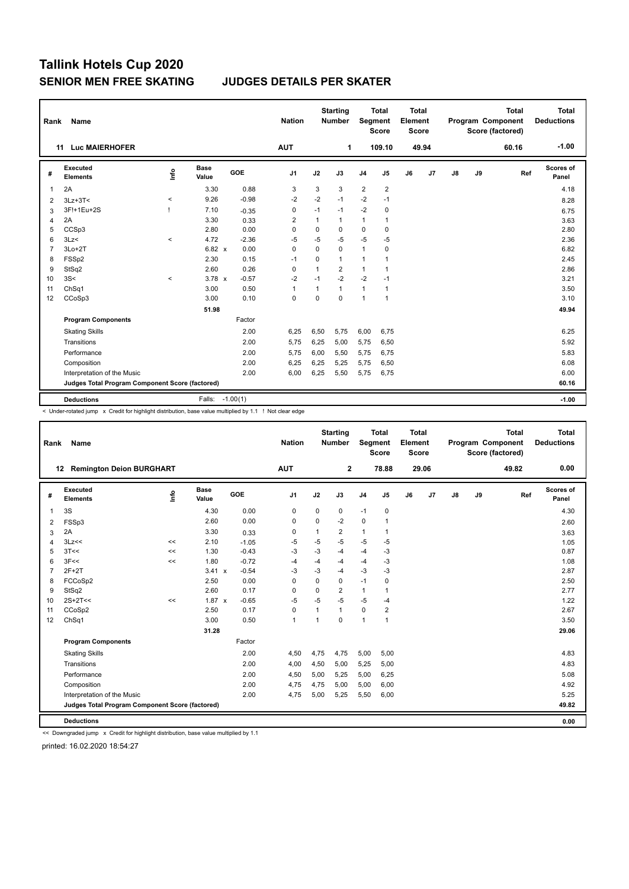# Tallink Hotels Cup 2020

## SENIOR MEN FREE SKATING JUDGES DETAILS PER SKATER

| Rank | Name | Nation | Starting Number | Total Segment Score | Total Element Score | Total Program Component Score (factored) | Total Deductions |
|---|---|---|---|---|---|---|---|
| 11 | Luc MAIERHOFER | AUT | 1 | 109.10 | 49.94 | 60.16 | -1.00 |

| # | Executed Elements | Info | Base Value | | GOE | J1 | J2 | J3 | J4 | J5 | J6 | J7 | J8 | J9 | Ref | Scores of Panel |
|---|---|---|---|---|---|---|---|---|---|---|---|---|---|---|---|---|
| 1 | 2A | | 3.30 | | 0.88 | 3 | 3 | 3 | 2 | 2 | | | | | | 4.18 |
| 2 | 3Lz+3T< | < | 9.26 | | -0.98 | -2 | -2 | -1 | -2 | -1 | | | | | | 8.28 |
| 3 | 3F!+1Eu+2S | ! | 7.10 | | -0.35 | 0 | -1 | -1 | -2 | 0 | | | | | | 6.75 |
| 4 | 2A | | 3.30 | | 0.33 | 2 | 1 | 1 | 1 | 1 | | | | | | 3.63 |
| 5 | CCSp3 | | 2.80 | | 0.00 | 0 | 0 | 0 | 0 | 0 | | | | | | 2.80 |
| 6 | 3Lz< | < | 4.72 | | -2.36 | -5 | -5 | -5 | -5 | -5 | | | | | | 2.36 |
| 7 | 3Lo+2T | | 6.82 | x | 0.00 | 0 | 0 | 0 | 1 | 0 | | | | | | 6.82 |
| 8 | FSSp2 | | 2.30 | | 0.15 | -1 | 0 | 1 | 1 | 1 | | | | | | 2.45 |
| 9 | StSq2 | | 2.60 | | 0.26 | 0 | 1 | 2 | 1 | 1 | | | | | | 2.86 |
| 10 | 3S< | < | 3.78 | x | -0.57 | -2 | -1 | -2 | -2 | -1 | | | | | | 3.21 |
| 11 | ChSq1 | | 3.00 | | 0.50 | 1 | 1 | 1 | 1 | 1 | | | | | | 3.50 |
| 12 | CCoSp3 | | 3.00 | | 0.10 | 0 | 0 | 0 | 1 | 1 | | | | | | 3.10 |
| | | | 51.98 | | | | | | | | | | | | | 49.94 |
| | **Program Components** | | | | Factor | | | | | | | | | | | |
| | Skating Skills | | | | 2.00 | 6,25 | 6,50 | 5,75 | 6,00 | 6,75 | | | | | | 6.25 |
| | Transitions | | | | 2.00 | 5,75 | 6,25 | 5,00 | 5,75 | 6,50 | | | | | | 5.92 |
| | Performance | | | | 2.00 | 5,75 | 6,00 | 5,50 | 5,75 | 6,75 | | | | | | 5.83 |
| | Composition | | | | 2.00 | 6,25 | 6,25 | 5,25 | 5,75 | 6,50 | | | | | | 6.08 |
| | Interpretation of the Music | | | | 2.00 | 6,00 | 6,25 | 5,50 | 5,75 | 6,75 | | | | | | 6.00 |
| | **Judges Total Program Component Score (factored)** | | | | | | | | | | | | | | | 60.16 |
| | **Deductions** | | Falls: | | -1.00(1) | | | | | | | | | | | -1.00 |

< Under-rotated jump x Credit for highlight distribution, base value multiplied by 1.1 ! Not clear edge

| Rank | Name | Nation | Starting Number | Total Segment Score | Total Element Score | Total Program Component Score (factored) | Total Deductions |
|---|---|---|---|---|---|---|---|
| 12 | Remington Deion BURGHART | AUT | 2 | 78.88 | 29.06 | 49.82 | 0.00 |

| # | Executed Elements | Info | Base Value | | GOE | J1 | J2 | J3 | J4 | J5 | J6 | J7 | J8 | J9 | Ref | Scores of Panel |
|---|---|---|---|---|---|---|---|---|---|---|---|---|---|---|---|---|
| 1 | 3S | | 4.30 | | 0.00 | 0 | 0 | 0 | -1 | 0 | | | | | | 4.30 |
| 2 | FSSp3 | | 2.60 | | 0.00 | 0 | 0 | -2 | 0 | 1 | | | | | | 2.60 |
| 3 | 2A | | 3.30 | | 0.33 | 0 | 1 | 2 | 1 | 1 | | | | | | 3.63 |
| 4 | 3Lz<< | << | 2.10 | | -1.05 | -5 | -5 | -5 | -5 | -5 | | | | | | 1.05 |
| 5 | 3T<< | << | 1.30 | | -0.43 | -3 | -3 | -4 | -4 | -3 | | | | | | 0.87 |
| 6 | 3F<< | << | 1.80 | | -0.72 | -4 | -4 | -4 | -4 | -3 | | | | | | 1.08 |
| 7 | 2F+2T | | 3.41 | x | -0.54 | -3 | -3 | -4 | -3 | -3 | | | | | | 2.87 |
| 8 | FCCoSp2 | | 2.50 | | 0.00 | 0 | 0 | 0 | -1 | 0 | | | | | | 2.50 |
| 9 | StSq2 | | 2.60 | | 0.17 | 0 | 0 | 2 | 1 | 1 | | | | | | 2.77 |
| 10 | 2S+2T<< | << | 1.87 | x | -0.65 | -5 | -5 | -5 | -5 | -4 | | | | | | 1.22 |
| 11 | CCoSp2 | | 2.50 | | 0.17 | 0 | 1 | 1 | 0 | 2 | | | | | | 2.67 |
| 12 | ChSq1 | | 3.00 | | 0.50 | 1 | 1 | 0 | 1 | 1 | | | | | | 3.50 |
| | | | 31.28 | | | | | | | | | | | | | 29.06 |
| | **Program Components** | | | | Factor | | | | | | | | | | | |
| | Skating Skills | | | | 2.00 | 4,50 | 4,75 | 4,75 | 5,00 | 5,00 | | | | | | 4.83 |
| | Transitions | | | | 2.00 | 4,00 | 4,50 | 5,00 | 5,25 | 5,00 | | | | | | 4.83 |
| | Performance | | | | 2.00 | 4,50 | 5,00 | 5,25 | 5,00 | 6,25 | | | | | | 5.08 |
| | Composition | | | | 2.00 | 4,75 | 4,75 | 5,00 | 5,00 | 6,00 | | | | | | 4.92 |
| | Interpretation of the Music | | | | 2.00 | 4,75 | 5,00 | 5,25 | 5,50 | 6,00 | | | | | | 5.25 |
| | **Judges Total Program Component Score (factored)** | | | | | | | | | | | | | | | 49.82 |
| | **Deductions** | | | | | | | | | | | | | | | 0.00 |

<< Downgraded jump x Credit for highlight distribution, base value multiplied by 1.1

printed: 16.02.2020 18:54:27